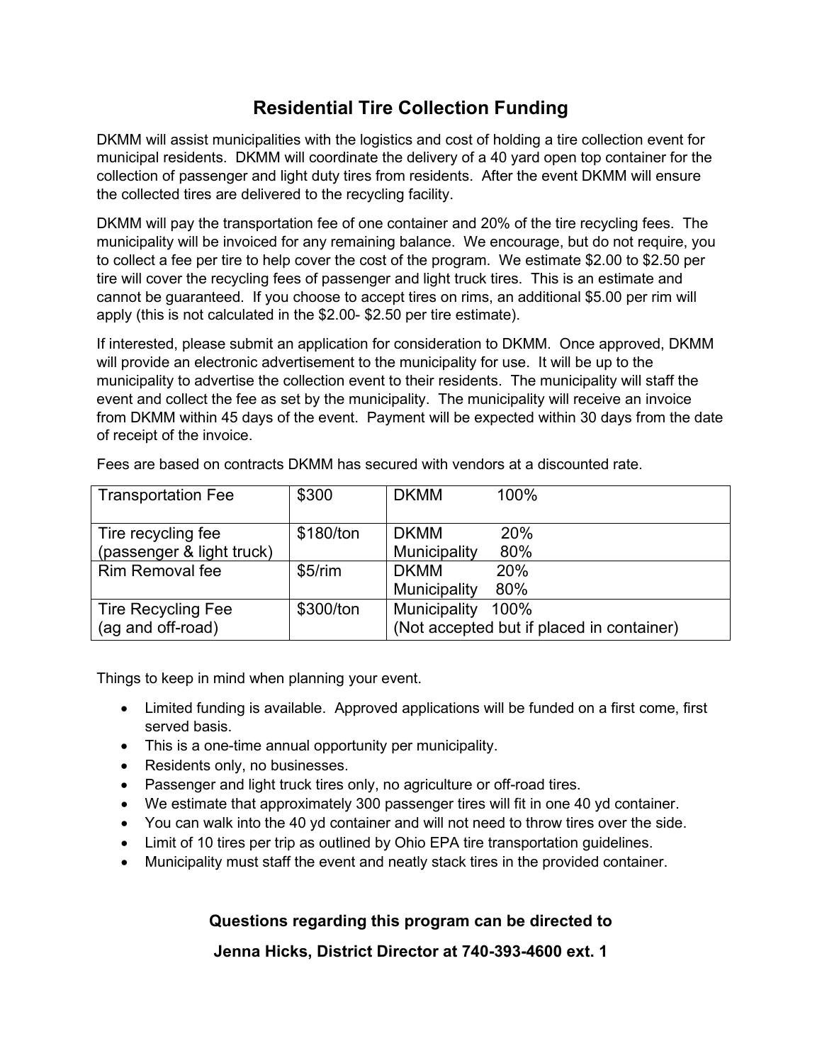# Residential Tire Collection Funding

DKMM will assist municipalities with the logistics and cost of holding a tire collection event for municipal residents. DKMM will coordinate the delivery of a 40 yard open top container for the collection of passenger and light duty tires from residents. After the event DKMM will ensure the collected tires are delivered to the recycling facility.

DKMM will pay the transportation fee of one container and 20% of the tire recycling fees. The municipality will be invoiced for any remaining balance. We encourage, but do not require, you to collect a fee per tire to help cover the cost of the program. We estimate $2.00 to $2.50 per tire will cover the recycling fees of passenger and light truck tires. This is an estimate and cannot be guaranteed. If you choose to accept tires on rims, an additional $5.00 per rim will apply (this is not calculated in the $2.00- $2.50 per tire estimate).

If interested, please submit an application for consideration to DKMM. Once approved, DKMM will provide an electronic advertisement to the municipality for use. It will be up to the municipality to advertise the collection event to their residents. The municipality will staff the event and collect the fee as set by the municipality. The municipality will receive an invoice from DKMM within 45 days of the event. Payment will be expected within 30 days from the date of receipt of the invoice.

Fees are based on contracts DKMM has secured with vendors at a discounted rate.

| Fee | Rate | Responsibility |
|---|---|---|
| Transportation Fee | $300 | DKMM 100% |
| Tire recycling fee (passenger & light truck) | $180/ton | DKMM 20%<br>Municipality 80% |
| Rim Removal fee | $5/rim | DKMM 20%<br>Municipality 80% |
| Tire Recycling Fee (ag and off-road) | $300/ton | Municipality 100%<br>(Not accepted but if placed in container) |

Things to keep in mind when planning your event.

- Limited funding is available. Approved applications will be funded on a first come, first served basis.
- This is a one-time annual opportunity per municipality.
- Residents only, no businesses.
- Passenger and light truck tires only, no agriculture or off-road tires.
- We estimate that approximately 300 passenger tires will fit in one 40 yd container.
- You can walk into the 40 yd container and will not need to throw tires over the side.
- Limit of 10 tires per trip as outlined by Ohio EPA tire transportation guidelines.
- Municipality must staff the event and neatly stack tires in the provided container.

**Questions regarding this program can be directed to**

**Jenna Hicks, District Director at 740-393-4600 ext. 1**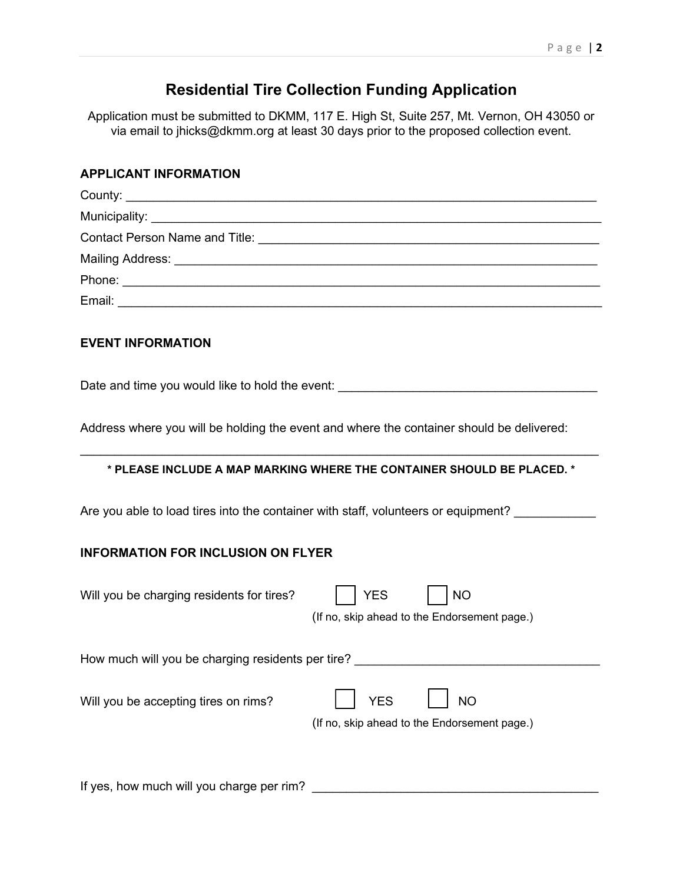# Residential Tire Collection Funding Application

Application must be submitted to DKMM, 117 E. High St, Suite 257, Mt. Vernon, OH 43050 or via email to jhicks@dkmm.org at least 30 days prior to the proposed collection event.

## APPLICANT INFORMATION

County: ___________________________________________________________________

Municipality: _______________________________________________________________

Contact Person Name and Title: ______________________________________________

Mailing Address: ____________________________________________________________

Phone: ____________________________________________________________________

Email: _____________________________________________________________________

## EVENT INFORMATION

Date and time you would like to hold the event: ____________________________________

Address where you will be holding the event and where the container should be delivered:

___________________________________________________________________________

**\* PLEASE INCLUDE A MAP MARKING WHERE THE CONTAINER SHOULD BE PLACED. \***

Are you able to load tires into the container with staff, volunteers or equipment? ___________

## INFORMATION FOR INCLUSION ON FLYER

Will you be charging residents for tires? ☐ YES ☐ NO

(If no, skip ahead to the Endorsement page.)

How much will you be charging residents per tire? _______________________________

Will you be accepting tires on rims? ☐ YES ☐ NO

(If no, skip ahead to the Endorsement page.)

If yes, how much will you charge per rim? ____________________________________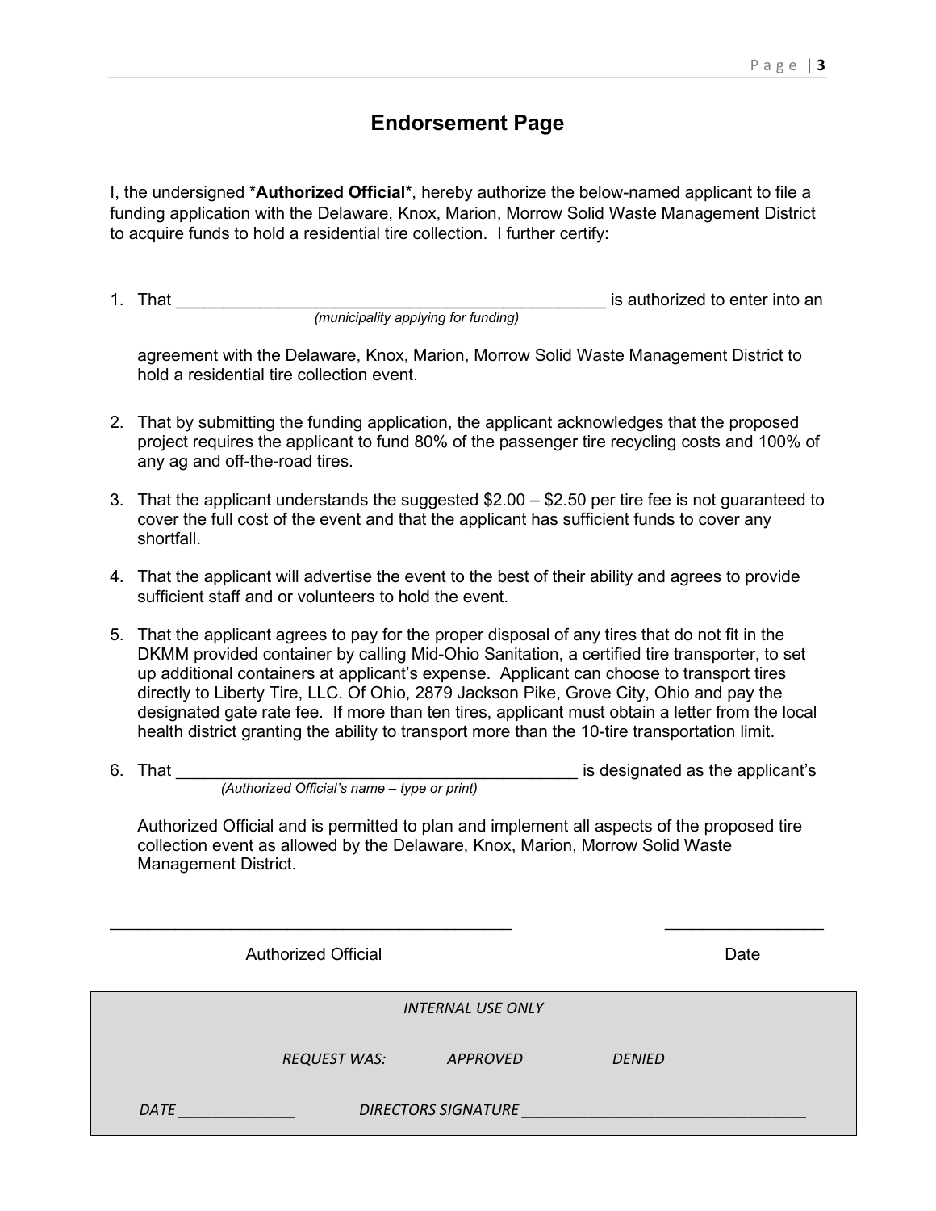## Endorsement Page

I, the undersigned ***Authorized Official***, hereby authorize the below-named applicant to file a funding application with the Delaware, Knox, Marion, Morrow Solid Waste Management District to acquire funds to hold a residential tire collection. I further certify:

1. That _______________________________________________ is authorized to enter into an
   *(municipality applying for funding)*

   agreement with the Delaware, Knox, Marion, Morrow Solid Waste Management District to hold a residential tire collection event.

2. That by submitting the funding application, the applicant acknowledges that the proposed project requires the applicant to fund 80% of the passenger tire recycling costs and 100% of any ag and off-the-road tires.

3. That the applicant understands the suggested \$2.00 – \$2.50 per tire fee is not guaranteed to cover the full cost of the event and that the applicant has sufficient funds to cover any shortfall.

4. That the applicant will advertise the event to the best of their ability and agrees to provide sufficient staff and or volunteers to hold the event.

5. That the applicant agrees to pay for the proper disposal of any tires that do not fit in the DKMM provided container by calling Mid-Ohio Sanitation, a certified tire transporter, to set up additional containers at applicant's expense. Applicant can choose to transport tires directly to Liberty Tire, LLC. Of Ohio, 2879 Jackson Pike, Grove City, Ohio and pay the designated gate rate fee. If more than ten tires, applicant must obtain a letter from the local health district granting the ability to transport more than the 10-tire transportation limit.

6. That ____________________________________________ is designated as the applicant's
   *(Authorized Official's name – type or print)*

   Authorized Official and is permitted to plan and implement all aspects of the proposed tire collection event as allowed by the Delaware, Knox, Marion, Morrow Solid Waste Management District.

_____________________________________________ _________________

Authorized Official Date

*INTERNAL USE ONLY*

*REQUEST WAS:* *APPROVED* *DENIED*

*DATE* ______________ *DIRECTORS SIGNATURE* _________________________________